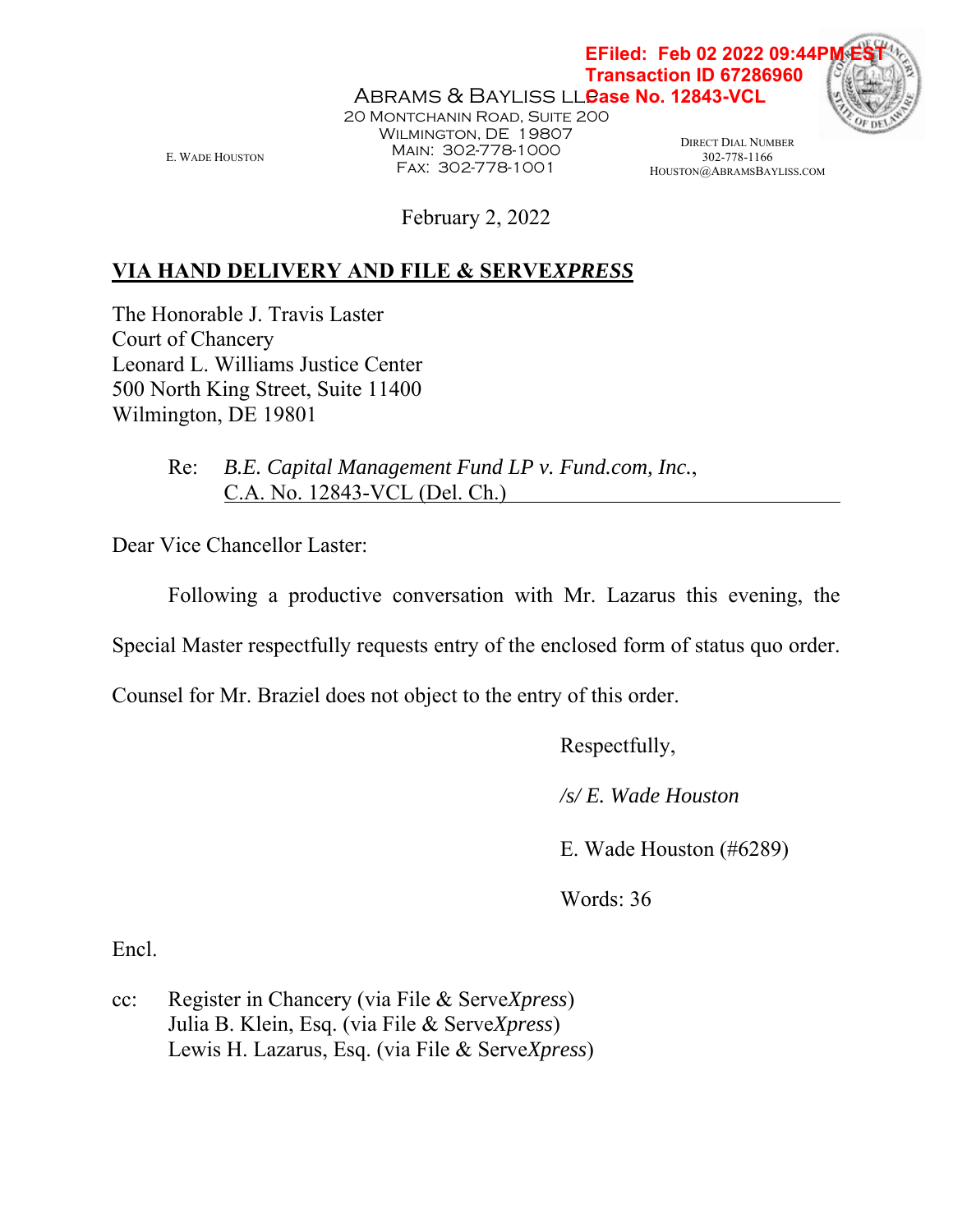EFiled: Feb 02 2022 09:44PM EST
Transaction ID 67286960
Case No. 12843-VCL

ABRAMS & BAYLISS LLP
20 MONTCHANIN ROAD, SUITE 200
WILMINGTON, DE 19807
MAIN: 302-778-1000
FAX: 302-778-1001

E. WADE HOUSTON

DIRECT DIAL NUMBER
302-778-1166
HOUSTON@ABRAMSBAYLISS.COM

February 2, 2022

**VIA HAND DELIVERY AND FILE & SERVE*XPRESS***

The Honorable J. Travis Laster
Court of Chancery
Leonard L. Williams Justice Center
500 North King Street, Suite 11400
Wilmington, DE 19801

Re: *B.E. Capital Management Fund LP v. Fund.com, Inc.*, C.A. No. 12843-VCL (Del. Ch.)

Dear Vice Chancellor Laster:

Following a productive conversation with Mr. Lazarus this evening, the Special Master respectfully requests entry of the enclosed form of status quo order. Counsel for Mr. Braziel does not object to the entry of this order.

Respectfully,

*/s/ E. Wade Houston*

E. Wade Houston (#6289)

Words: 36

Encl.

cc: Register in Chancery (via File & Serve*Xpress*)
Julia B. Klein, Esq. (via File & Serve*Xpress*)
Lewis H. Lazarus, Esq. (via File & Serve*Xpress*)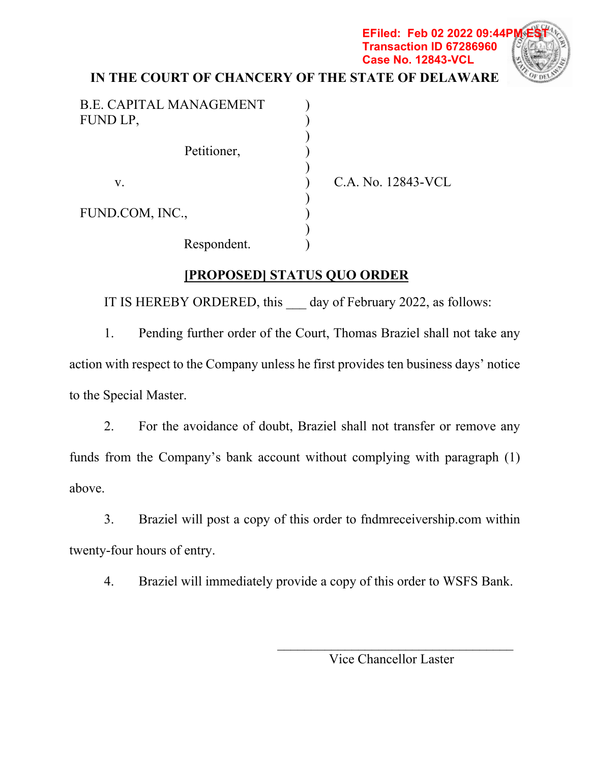EFiled: Feb 02 2022 09:44PM EST
Transaction ID 67286960
Case No. 12843-VCL

**IN THE COURT OF CHANCERY OF THE STATE OF DELAWARE**

| | | |
|---|---|---|
| B.E. CAPITAL MANAGEMENT FUND LP, | ) | |
| | ) | |
| Petitioner, | ) | |
| | ) | |
| v. | ) | C.A. No. 12843-VCL |
| | ) | |
| FUND.COM, INC., | ) | |
| | ) | |
| Respondent. | ) | |

**[PROPOSED] STATUS QUO ORDER**

IT IS HEREBY ORDERED, this ___ day of February 2022, as follows:

1. Pending further order of the Court, Thomas Braziel shall not take any action with respect to the Company unless he first provides ten business days' notice to the Special Master.

2. For the avoidance of doubt, Braziel shall not transfer or remove any funds from the Company's bank account without complying with paragraph (1) above.

3. Braziel will post a copy of this order to fndmreceivership.com within twenty-four hours of entry.

4. Braziel will immediately provide a copy of this order to WSFS Bank.

_________________________________
Vice Chancellor Laster